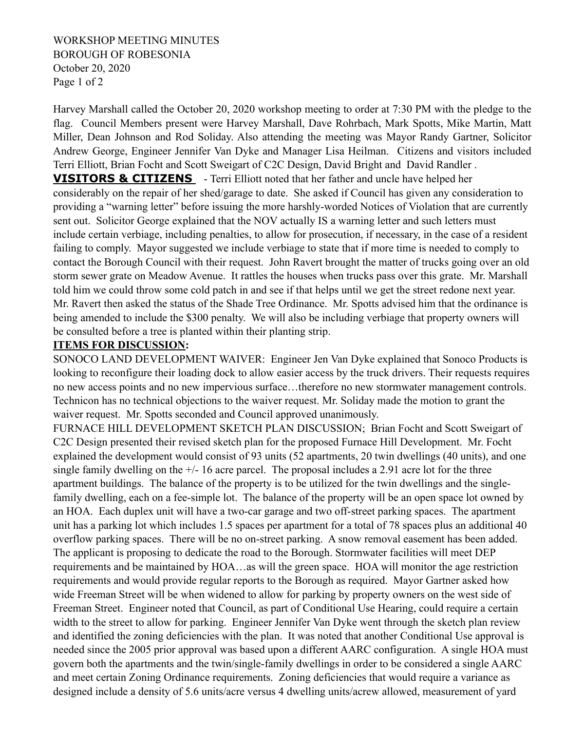WORKSHOP MEETING MINUTES
BOROUGH OF ROBESONIA
October 20, 2020

Harvey Marshall called the October 20, 2020 workshop meeting to order at 7:30 PM with the pledge to the flag. Council Members present were Harvey Marshall, Dave Rohrbach, Mark Spotts, Mike Martin, Matt Miller, Dean Johnson and Rod Soliday. Also attending the meeting was Mayor Randy Gartner, Solicitor Andrew George, Engineer Jennifer Van Dyke and Manager Lisa Heilman. Citizens and visitors included Terri Elliott, Brian Focht and Scott Sweigart of C2C Design, David Bright and David Randler .

**VISITORS & CITIZENS** - Terri Elliott noted that her father and uncle have helped her considerably on the repair of her shed/garage to date. She asked if Council has given any consideration to providing a "warning letter" before issuing the more harshly-worded Notices of Violation that are currently sent out. Solicitor George explained that the NOV actually IS a warning letter and such letters must include certain verbiage, including penalties, to allow for prosecution, if necessary, in the case of a resident failing to comply. Mayor suggested we include verbiage to state that if more time is needed to comply to contact the Borough Council with their request. John Ravert brought the matter of trucks going over an old storm sewer grate on Meadow Avenue. It rattles the houses when trucks pass over this grate. Mr. Marshall told him we could throw some cold patch in and see if that helps until we get the street redone next year. Mr. Ravert then asked the status of the Shade Tree Ordinance. Mr. Spotts advised him that the ordinance is being amended to include the $300 penalty. We will also be including verbiage that property owners will be consulted before a tree is planted within their planting strip.

**ITEMS FOR DISCUSSION:**

SONOCO LAND DEVELOPMENT WAIVER: Engineer Jen Van Dyke explained that Sonoco Products is looking to reconfigure their loading dock to allow easier access by the truck drivers. Their requests requires no new access points and no new impervious surface…therefore no new stormwater management controls. Technicon has no technical objections to the waiver request. Mr. Soliday made the motion to grant the waiver request. Mr. Spotts seconded and Council approved unanimously.

FURNACE HILL DEVELOPMENT SKETCH PLAN DISCUSSION; Brian Focht and Scott Sweigart of C2C Design presented their revised sketch plan for the proposed Furnace Hill Development. Mr. Focht explained the development would consist of 93 units (52 apartments, 20 twin dwellings (40 units), and one single family dwelling on the +/- 16 acre parcel. The proposal includes a 2.91 acre lot for the three apartment buildings. The balance of the property is to be utilized for the twin dwellings and the single-family dwelling, each on a fee-simple lot. The balance of the property will be an open space lot owned by an HOA. Each duplex unit will have a two-car garage and two off-street parking spaces. The apartment unit has a parking lot which includes 1.5 spaces per apartment for a total of 78 spaces plus an additional 40 overflow parking spaces. There will be no on-street parking. A snow removal easement has been added. The applicant is proposing to dedicate the road to the Borough. Stormwater facilities will meet DEP requirements and be maintained by HOA…as will the green space. HOA will monitor the age restriction requirements and would provide regular reports to the Borough as required. Mayor Gartner asked how wide Freeman Street will be when widened to allow for parking by property owners on the west side of Freeman Street. Engineer noted that Council, as part of Conditional Use Hearing, could require a certain width to the street to allow for parking. Engineer Jennifer Van Dyke went through the sketch plan review and identified the zoning deficiencies with the plan. It was noted that another Conditional Use approval is needed since the 2005 prior approval was based upon a different AARC configuration. A single HOA must govern both the apartments and the twin/single-family dwellings in order to be considered a single AARC and meet certain Zoning Ordinance requirements. Zoning deficiencies that would require a variance as designed include a density of 5.6 units/acre versus 4 dwelling units/acrew allowed, measurement of yard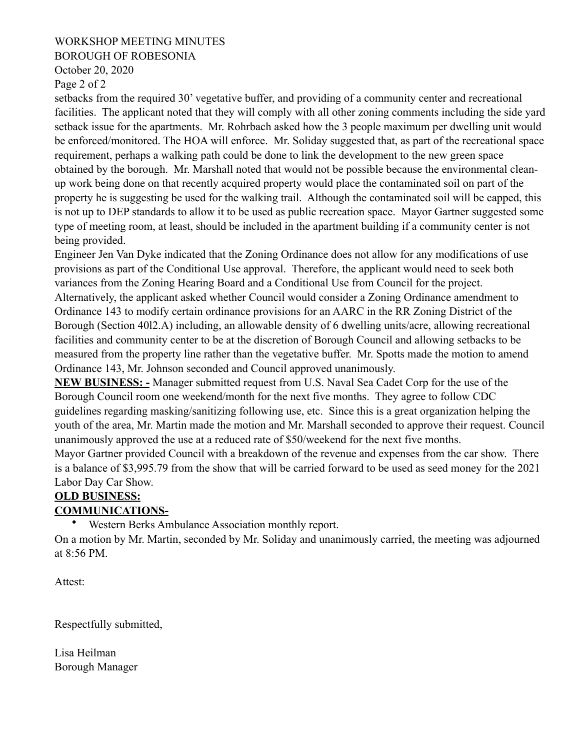setbacks from the required 30' vegetative buffer, and providing of a community center and recreational facilities. The applicant noted that they will comply with all other zoning comments including the side yard setback issue for the apartments. Mr. Rohrbach asked how the 3 people maximum per dwelling unit would be enforced/monitored. The HOA will enforce. Mr. Soliday suggested that, as part of the recreational space requirement, perhaps a walking path could be done to link the development to the new green space obtained by the borough. Mr. Marshall noted that would not be possible because the environmental clean-up work being done on that recently acquired property would place the contaminated soil on part of the property he is suggesting be used for the walking trail. Although the contaminated soil will be capped, this is not up to DEP standards to allow it to be used as public recreation space. Mayor Gartner suggested some type of meeting room, at least, should be included in the apartment building if a community center is not being provided.

Engineer Jen Van Dyke indicated that the Zoning Ordinance does not allow for any modifications of use provisions as part of the Conditional Use approval. Therefore, the applicant would need to seek both variances from the Zoning Hearing Board and a Conditional Use from Council for the project. Alternatively, the applicant asked whether Council would consider a Zoning Ordinance amendment to Ordinance 143 to modify certain ordinance provisions for an AARC in the RR Zoning District of the Borough (Section 40l2.A) including, an allowable density of 6 dwelling units/acre, allowing recreational facilities and community center to be at the discretion of Borough Council and allowing setbacks to be measured from the property line rather than the vegetative buffer. Mr. Spotts made the motion to amend Ordinance 143, Mr. Johnson seconded and Council approved unanimously.

**NEW BUSINESS: -** Manager submitted request from U.S. Naval Sea Cadet Corp for the use of the Borough Council room one weekend/month for the next five months. They agree to follow CDC guidelines regarding masking/sanitizing following use, etc. Since this is a great organization helping the youth of the area, Mr. Martin made the motion and Mr. Marshall seconded to approve their request. Council unanimously approved the use at a reduced rate of $50/weekend for the next five months.

Mayor Gartner provided Council with a breakdown of the revenue and expenses from the car show. There is a balance of $3,995.79 from the show that will be carried forward to be used as seed money for the 2021 Labor Day Car Show.

**OLD BUSINESS:**

**COMMUNICATIONS-**

- Western Berks Ambulance Association monthly report.

On a motion by Mr. Martin, seconded by Mr. Soliday and unanimously carried, the meeting was adjourned at 8:56 PM.

Attest:

Respectfully submitted,

Lisa Heilman
Borough Manager